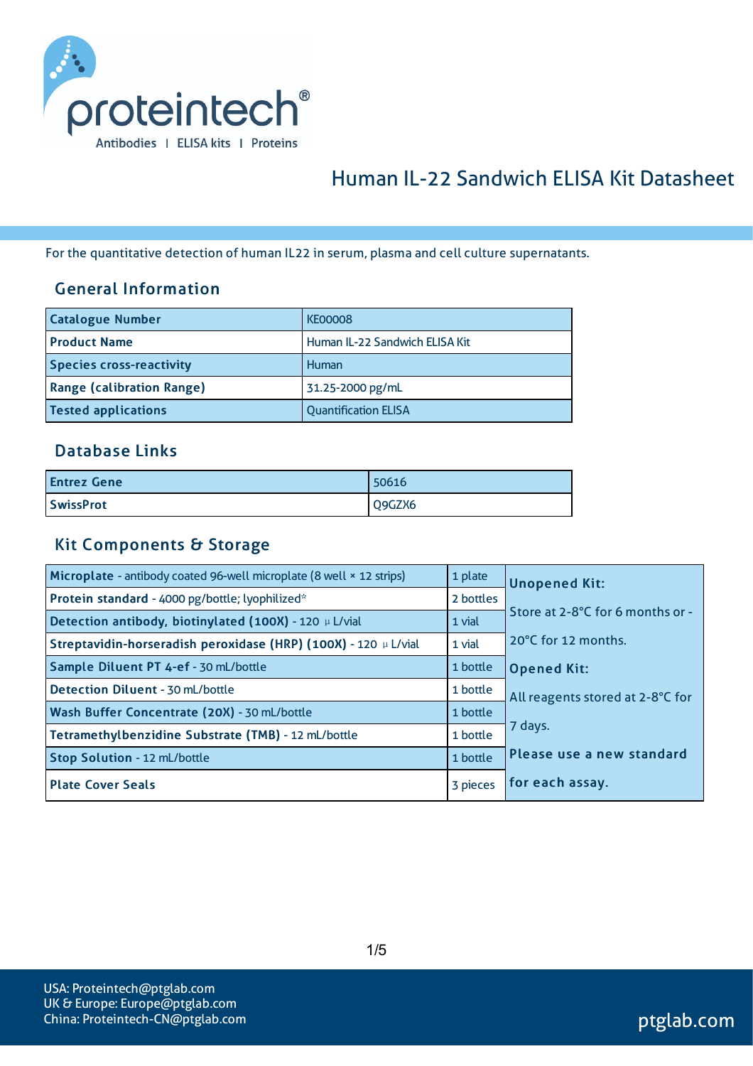# Human IL-22 Sandwich ELISA Kit Datasheet

For the quantitative detection of human IL22 in serum, plasma and cell culture supernatants.

## General Information

| Catalogue Number | KE00008 |
|---|---|
| Product Name | Human IL-22 Sandwich ELISA Kit |
| Species cross-reactivity | Human |
| Range (calibration Range) | 31.25-2000 pg/mL |
| Tested applications | Quantification ELISA |

## Database Links

| Entrez Gene | 50616 |
|---|---|
| SwissProt | Q9GZX6 |

## Kit Components & Storage

| Component | Quantity | Storage |
|---|---|---|
| **Microplate** - antibody coated 96-well microplate (8 well × 12 strips) | 1 plate | **Unopened Kit:** Store at 2-8°C for 6 months or -20°C for 12 months. **Opened Kit:** All reagents stored at 2-8°C for 7 days. **Please use a new standard for each assay.** |
| **Protein standard** - 4000 pg/bottle; lyophilized* | 2 bottles | |
| **Detection antibody, biotinylated (100X)** - 120 μL/vial | 1 vial | |
| **Streptavidin-horseradish peroxidase (HRP) (100X)** - 120 μL/vial | 1 vial | |
| **Sample Diluent PT 4-ef** - 30 mL/bottle | 1 bottle | |
| **Detection Diluent** - 30 mL/bottle | 1 bottle | |
| **Wash Buffer Concentrate (20X)** - 30 mL/bottle | 1 bottle | |
| **Tetramethylbenzidine Substrate (TMB)** - 12 mL/bottle | 1 bottle | |
| **Stop Solution** - 12 mL/bottle | 1 bottle | |
| **Plate Cover Seals** | 3 pieces | |

USA: Proteintech@ptglab.com
UK & Europe: Europe@ptglab.com
China: Proteintech-CN@ptglab.com

ptglab.com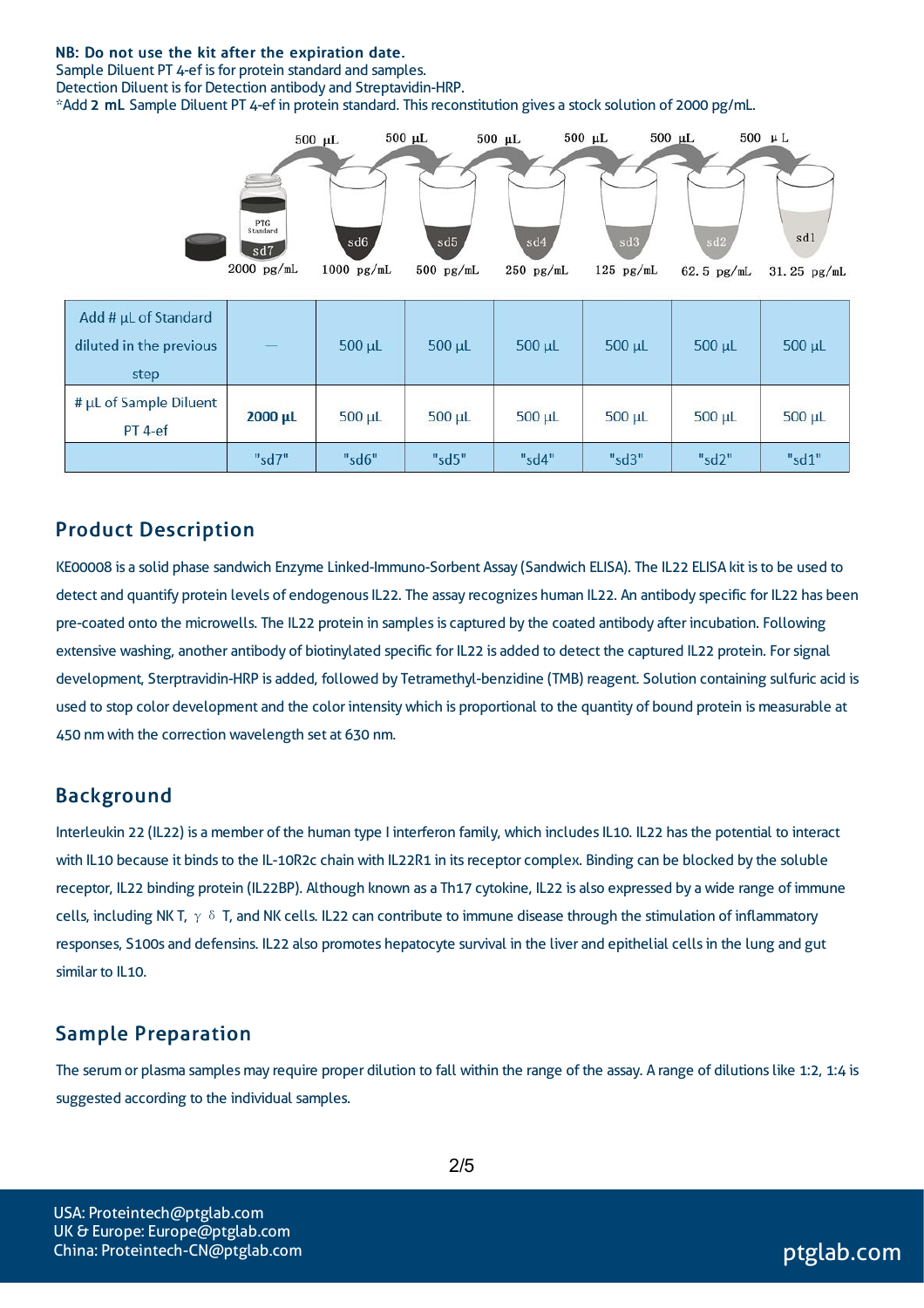**NB: Do not use the kit after the expiration date.**
Sample Diluent PT 4-ef is for protein standard and samples.
Detection Diluent is for Detection antibody and Streptavidin-HRP.
*Add **2 mL** Sample Diluent PT 4-ef in protein standard. This reconstitution gives a stock solution of 2000 pg/mL.

500 μL | 500 μL | 500 μL | 500 μL | 500 μL | 500 μL

sd7 2000 pg/mL | sd6 1000 pg/mL | sd5 500 pg/mL | sd4 250 pg/mL | sd3 125 pg/mL | sd2 62.5 pg/mL | sd1 31.25 pg/mL

| Add # μL of Standard diluted in the previous step | — | 500 μL | 500 μL | 500 μL | 500 μL | 500 μL | 500 μL |
|---|---|---|---|---|---|---|---|
| # μL of Sample Diluent PT 4-ef | **2000 μL** | 500 μL | 500 μL | 500 μL | 500 μL | 500 μL | 500 μL |
| | "sd7" | "sd6" | "sd5" | "sd4" | "sd3" | "sd2" | "sd1" |

## Product Description

KE00008 is a solid phase sandwich Enzyme Linked-Immuno-Sorbent Assay (Sandwich ELISA). The IL22 ELISA kit is to be used to detect and quantify protein levels of endogenous IL22. The assay recognizes human IL22. An antibody specific for IL22 has been pre-coated onto the microwells. The IL22 protein in samples is captured by the coated antibody after incubation. Following extensive washing, another antibody of biotinylated specific for IL22 is added to detect the captured IL22 protein. For signal development, Sterptravidin-HRP is added, followed by Tetramethyl-benzidine (TMB) reagent. Solution containing sulfuric acid is used to stop color development and the color intensity which is proportional to the quantity of bound protein is measurable at 450 nm with the correction wavelength set at 630 nm.

## Background

Interleukin 22 (IL22) is a member of the human type I interferon family, which includes IL10. IL22 has the potential to interact with IL10 because it binds to the IL-10R2c chain with IL22R1 in its receptor complex. Binding can be blocked by the soluble receptor, IL22 binding protein (IL22BP). Although known as a Th17 cytokine, IL22 is also expressed by a wide range of immune cells, including NK T, γδ T, and NK cells. IL22 can contribute to immune disease through the stimulation of inflammatory responses, S100s and defensins. IL22 also promotes hepatocyte survival in the liver and epithelial cells in the lung and gut similar to IL10.

## Sample Preparation

The serum or plasma samples may require proper dilution to fall within the range of the assay. A range of dilutions like 1:2, 1:4 is suggested according to the individual samples.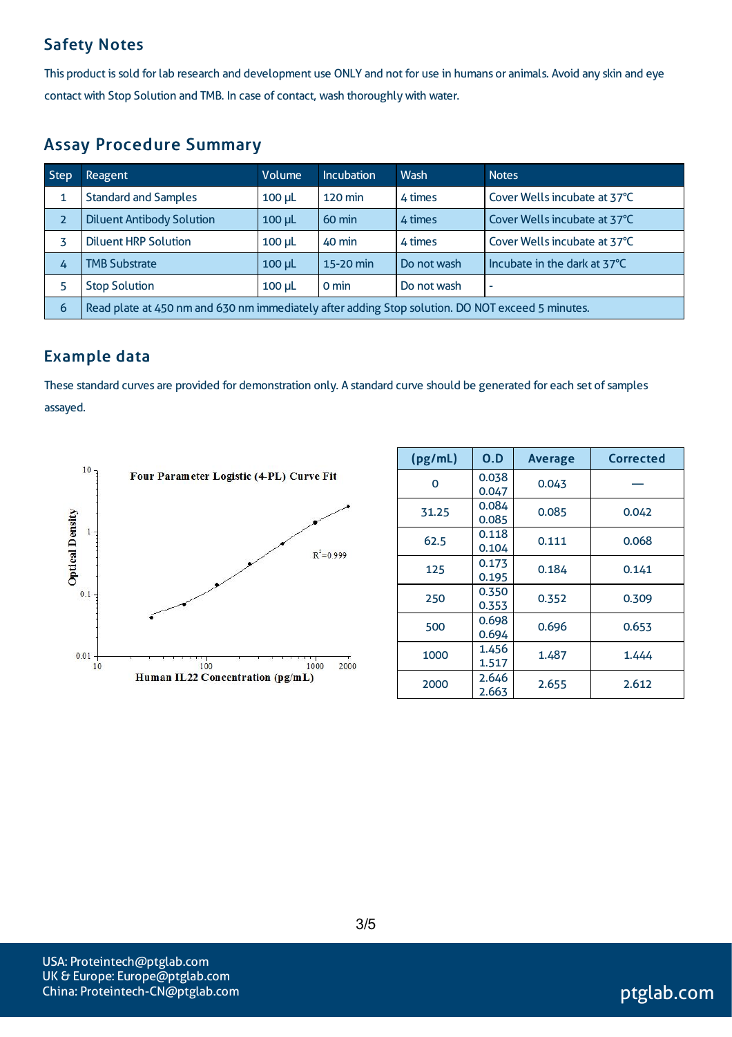## Safety Notes

This product is sold for lab research and development use ONLY and not for use in humans or animals. Avoid any skin and eye contact with Stop Solution and TMB. In case of contact, wash thoroughly with water.

## Assay Procedure Summary

| Step | Reagent | Volume | Incubation | Wash | Notes |
|---|---|---|---|---|---|
| 1 | Standard and Samples | 100 μL | 120 min | 4 times | Cover Wells incubate at 37℃ |
| 2 | Diluent Antibody Solution | 100 μL | 60 min | 4 times | Cover Wells incubate at 37℃ |
| 3 | Diluent HRP Solution | 100 μL | 40 min | 4 times | Cover Wells incubate at 37℃ |
| 4 | TMB Substrate | 100 μL | 15-20 min | Do not wash | Incubate in the dark at 37℃ |
| 5 | Stop Solution | 100 μL | 0 min | Do not wash | - |
| 6 | Read plate at 450 nm and 630 nm immediately after adding Stop solution. DO NOT exceed 5 minutes. | | | | |

## Example data

These standard curves are provided for demonstration only. A standard curve should be generated for each set of samples assayed.

Four Parameter Logistic (4-PL) Curve Fit

$R^2$=0.999

Optical Density

Human IL22 Concentration (pg/mL)

| (pg/mL) | O.D | Average | Corrected |
|---|---|---|---|
| 0 | 0.038<br>0.047 | 0.043 | — |
| 31.25 | 0.084<br>0.085 | 0.085 | 0.042 |
| 62.5 | 0.118<br>0.104 | 0.111 | 0.068 |
| 125 | 0.173<br>0.195 | 0.184 | 0.141 |
| 250 | 0.350<br>0.353 | 0.352 | 0.309 |
| 500 | 0.698<br>0.694 | 0.696 | 0.653 |
| 1000 | 1.456<br>1.517 | 1.487 | 1.444 |
| 2000 | 2.646<br>2.663 | 2.655 | 2.612 |

USA: Proteintech@ptglab.com
UK & Europe: Europe@ptglab.com
China: Proteintech-CN@ptglab.com

ptglab.com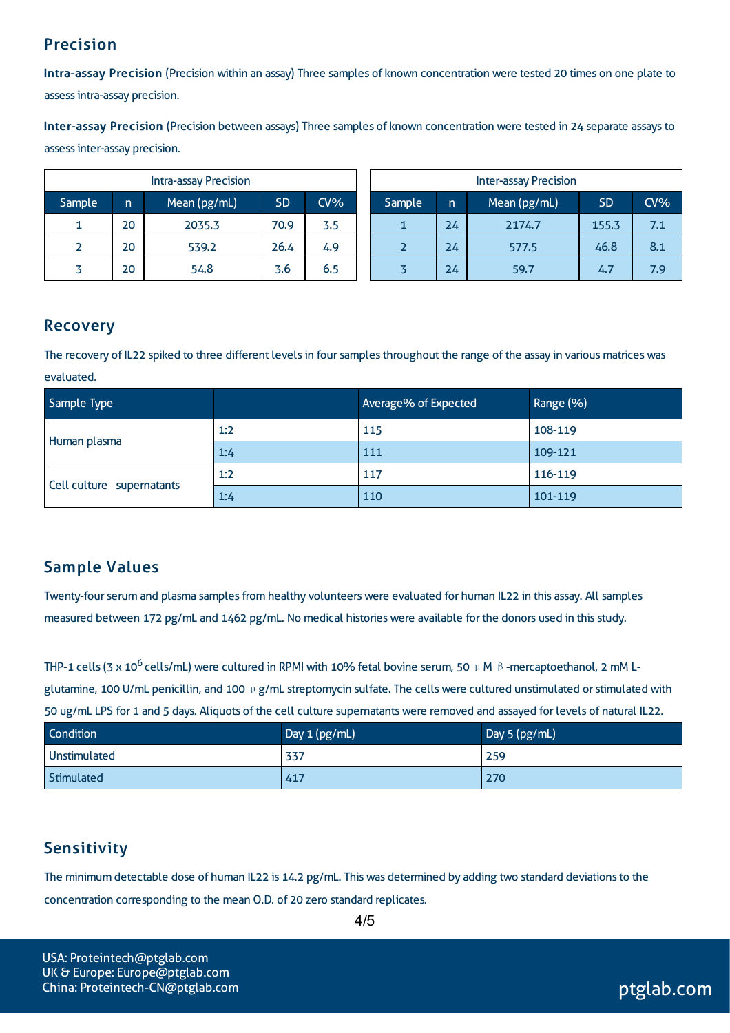## Precision

**Intra-assay Precision** (Precision within an assay) Three samples of known concentration were tested 20 times on one plate to assess intra-assay precision.

**Inter-assay Precision** (Precision between assays) Three samples of known concentration were tested in 24 separate assays to assess inter-assay precision.

| Intra-assay Precision | | | | |
|---|---|---|---|---|
| Sample | n | Mean (pg/mL) | SD | CV% |
| 1 | 20 | 2035.3 | 70.9 | 3.5 |
| 2 | 20 | 539.2 | 26.4 | 4.9 |
| 3 | 20 | 54.8 | 3.6 | 6.5 |

| Inter-assay Precision | | | | |
|---|---|---|---|---|
| Sample | n | Mean (pg/mL) | SD | CV% |
| 1 | 24 | 2174.7 | 155.3 | 7.1 |
| 2 | 24 | 577.5 | 46.8 | 8.1 |
| 3 | 24 | 59.7 | 4.7 | 7.9 |

## Recovery

The recovery of IL22 spiked to three different levels in four samples throughout the range of the assay in various matrices was evaluated.

| Sample Type | | Average% of Expected | Range (%) |
|---|---|---|---|
| Human plasma | 1:2 | 115 | 108-119 |
| | 1:4 | 111 | 109-121 |
| Cell culture supernatants | 1:2 | 117 | 116-119 |
| | 1:4 | 110 | 101-119 |

## Sample Values

Twenty-four serum and plasma samples from healthy volunteers were evaluated for human IL22 in this assay. All samples measured between 172 pg/mL and 1462 pg/mL. No medical histories were available for the donors used in this study.

THP-1 cells ($3 \times 10^6$ cells/mL) were cultured in RPMI with 10% fetal bovine serum, 50 μM β-mercaptoethanol, 2 mM L-glutamine, 100 U/mL penicillin, and 100 μg/mL streptomycin sulfate. The cells were cultured unstimulated or stimulated with 50 ug/mL LPS for 1 and 5 days. Aliquots of the cell culture supernatants were removed and assayed for levels of natural IL22.

| Condition | Day 1 (pg/mL) | Day 5 (pg/mL) |
|---|---|---|
| Unstimulated | 337 | 259 |
| Stimulated | 417 | 270 |

## Sensitivity

The minimum detectable dose of human IL22 is 14.2 pg/mL. This was determined by adding two standard deviations to the concentration corresponding to the mean O.D. of 20 zero standard replicates.

USA: Proteintech@ptglab.com
UK & Europe: Europe@ptglab.com
China: Proteintech-CN@ptglab.com

ptglab.com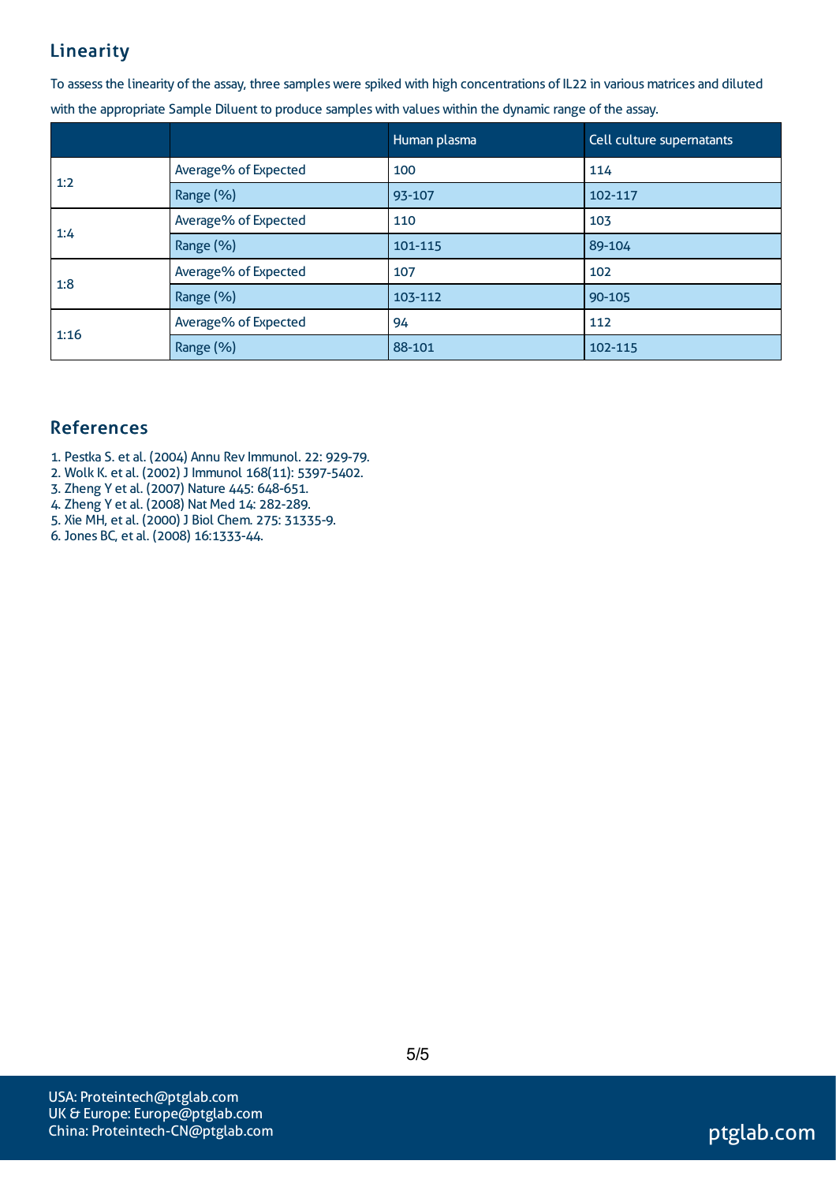## Linearity

To assess the linearity of the assay, three samples were spiked with high concentrations of IL22 in various matrices and diluted with the appropriate Sample Diluent to produce samples with values within the dynamic range of the assay.

| | | Human plasma | Cell culture supernatants |
|---|---|---|---|
| 1:2 | Average% of Expected | 100 | 114 |
| | Range (%) | 93-107 | 102-117 |
| 1:4 | Average% of Expected | 110 | 103 |
| | Range (%) | 101-115 | 89-104 |
| 1:8 | Average% of Expected | 107 | 102 |
| | Range (%) | 103-112 | 90-105 |
| 1:16 | Average% of Expected | 94 | 112 |
| | Range (%) | 88-101 | 102-115 |

## References

1. Pestka S. et al. (2004) Annu Rev Immunol. 22: 929-79.
2. Wolk K. et al. (2002) J Immunol 168(11): 5397-5402.
3. Zheng Y et al. (2007) Nature 445: 648-651.
4. Zheng Y et al. (2008) Nat Med 14: 282-289.
5. Xie MH, et al. (2000) J Biol Chem. 275: 31335-9.
6. Jones BC, et al. (2008) 16:1333-44.

USA: Proteintech@ptglab.com
UK & Europe: Europe@ptglab.com
China: Proteintech-CN@ptglab.com

ptglab.com